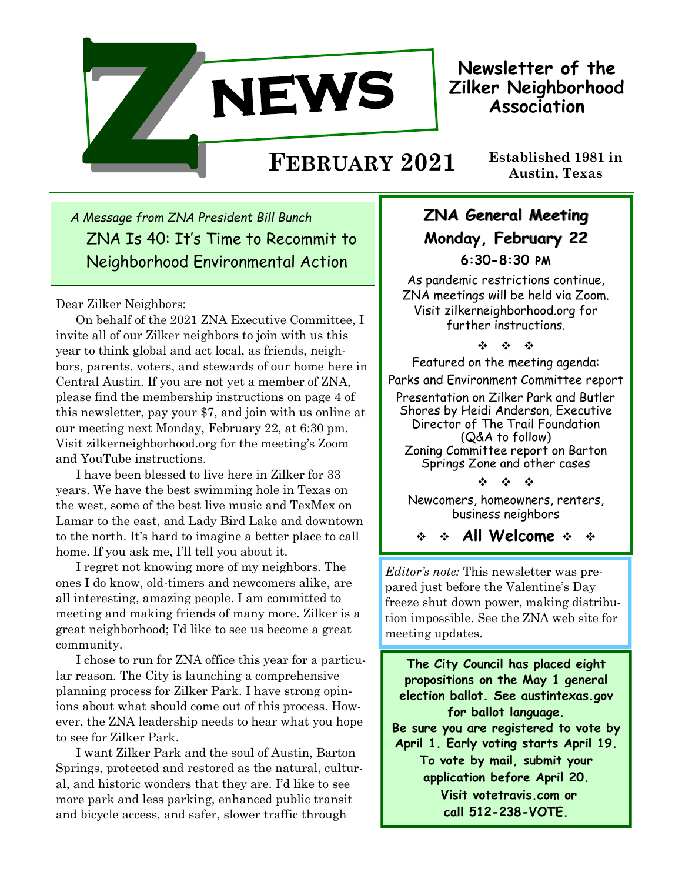# Z NEWS

**Newsletter of the Zilker Neighborhood Association**

## FEBRUARY 2021

**Established 1981 in Austin, Texas**

*A Message from ZNA President Bill Bunch*

## ZNA Is 40: It's Time to Recommit to Neighborhood Environmental Action

Dear Zilker Neighbors:

On behalf of the 2021 ZNA Executive Committee, I invite all of our Zilker neighbors to join with us this year to think global and act local, as friends, neighbors, parents, voters, and stewards of our home here in Central Austin. If you are not yet a member of ZNA, please find the membership instructions on page 4 of this newsletter, pay your $7, and join with us online at our meeting next Monday, February 22, at 6:30 pm. Visit zilkerneighborhood.org for the meeting's Zoom and YouTube instructions.

I have been blessed to live here in Zilker for 33 years. We have the best swimming hole in Texas on the west, some of the best live music and TexMex on Lamar to the east, and Lady Bird Lake and downtown to the north. It's hard to imagine a better place to call home. If you ask me, I'll tell you about it.

I regret not knowing more of my neighbors. The ones I do know, old-timers and newcomers alike, are all interesting, amazing people. I am committed to meeting and making friends of many more. Zilker is a great neighborhood; I'd like to see us become a great community.

I chose to run for ZNA office this year for a particular reason. The City is launching a comprehensive planning process for Zilker Park. I have strong opinions about what should come out of this process. However, the ZNA leadership needs to hear what you hope to see for Zilker Park.

I want Zilker Park and the soul of Austin, Barton Springs, protected and restored as the natural, cultural, and historic wonders that they are. I'd like to see more park and less parking, enhanced public transit and bicycle access, and safer, slower traffic through

---

### ZNA General Meeting
### Monday, February 22
**6:30-8:30 PM**

As pandemic restrictions continue, ZNA meetings will be held via Zoom. Visit zilkerneighborhood.org for further instructions.

❖ ❖ ❖

Featured on the meeting agenda:

Parks and Environment Committee report

Presentation on Zilker Park and Butler Shores by Heidi Anderson, Executive Director of The Trail Foundation (Q&A to follow)

Zoning Committee report on Barton Springs Zone and other cases

❖ ❖ ❖

Newcomers, homeowners, renters, business neighbors

❖ ❖ **All Welcome** ❖ ❖

---

*Editor's note:* This newsletter was prepared just before the Valentine's Day freeze shut down power, making distribution impossible. See the ZNA web site for meeting updates.

---

**The City Council has placed eight propositions on the May 1 general election ballot. See austintexas.gov for ballot language.**
**Be sure you are registered to vote by April 1. Early voting starts April 19. To vote by mail, submit your application before April 20.**
**Visit votetravis.com or call 512-238-VOTE.**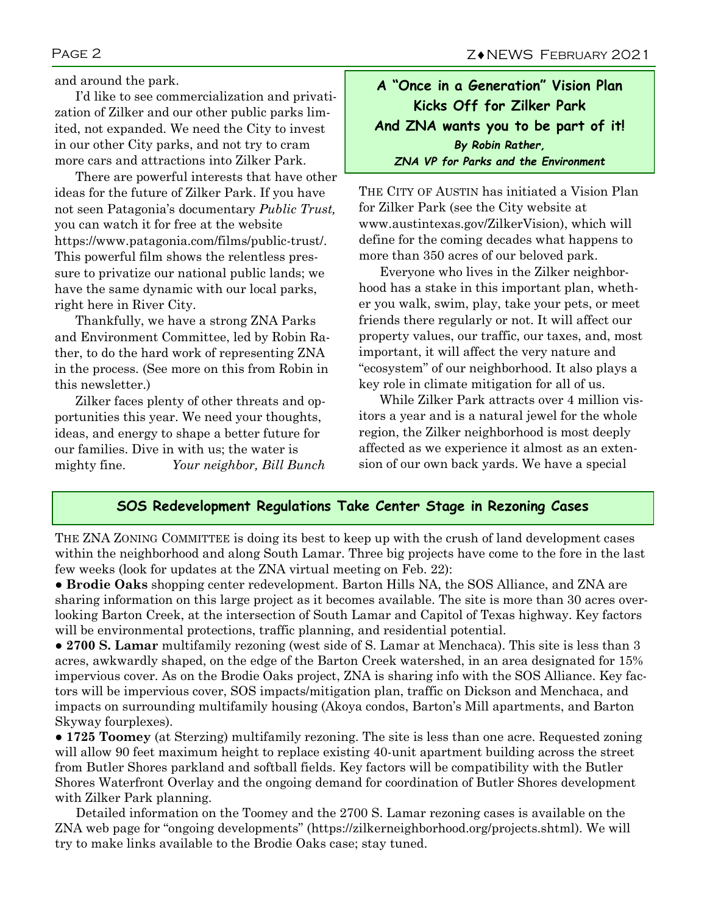and around the park.

I'd like to see commercialization and privatization of Zilker and our other public parks limited, not expanded. We need the City to invest in our other City parks, and not try to cram more cars and attractions into Zilker Park.

There are powerful interests that have other ideas for the future of Zilker Park. If you have not seen Patagonia's documentary *Public Trust,* you can watch it for free at the website https://www.patagonia.com/films/public-trust/. This powerful film shows the relentless pressure to privatize our national public lands; we have the same dynamic with our local parks, right here in River City.

Thankfully, we have a strong ZNA Parks and Environment Committee, led by Robin Rather, to do the hard work of representing ZNA in the process. (See more on this from Robin in this newsletter.)

Zilker faces plenty of other threats and opportunities this year. We need your thoughts, ideas, and energy to shape a better future for our families. Dive in with us; the water is mighty fine. *Your neighbor, Bill Bunch*

## A "Once in a Generation" Vision Plan Kicks Off for Zilker Park And ZNA wants you to be part of it!

***By Robin Rather, ZNA VP for Parks and the Environment***

THE CITY OF AUSTIN has initiated a Vision Plan for Zilker Park (see the City website at www.austintexas.gov/ZilkerVision), which will define for the coming decades what happens to more than 350 acres of our beloved park.

Everyone who lives in the Zilker neighborhood has a stake in this important plan, whether you walk, swim, play, take your pets, or meet friends there regularly or not. It will affect our property values, our traffic, our taxes, and, most important, it will affect the very nature and "ecosystem" of our neighborhood. It also plays a key role in climate mitigation for all of us.

While Zilker Park attracts over 4 million visitors a year and is a natural jewel for the whole region, the Zilker neighborhood is most deeply affected as we experience it almost as an extension of our own back yards. We have a special

## SOS Redevelopment Regulations Take Center Stage in Rezoning Cases

THE ZNA ZONING COMMITTEE is doing its best to keep up with the crush of land development cases within the neighborhood and along South Lamar. Three big projects have come to the fore in the last few weeks (look for updates at the ZNA virtual meeting on Feb. 22):

- **Brodie Oaks** shopping center redevelopment. Barton Hills NA, the SOS Alliance, and ZNA are sharing information on this large project as it becomes available. The site is more than 30 acres overlooking Barton Creek, at the intersection of South Lamar and Capitol of Texas highway. Key factors will be environmental protections, traffic planning, and residential potential.
- **2700 S. Lamar** multifamily rezoning (west side of S. Lamar at Menchaca). This site is less than 3 acres, awkwardly shaped, on the edge of the Barton Creek watershed, in an area designated for 15% impervious cover. As on the Brodie Oaks project, ZNA is sharing info with the SOS Alliance. Key factors will be impervious cover, SOS impacts/mitigation plan, traffic on Dickson and Menchaca, and impacts on surrounding multifamily housing (Akoya condos, Barton's Mill apartments, and Barton Skyway fourplexes).
- **1725 Toomey** (at Sterzing) multifamily rezoning. The site is less than one acre. Requested zoning will allow 90 feet maximum height to replace existing 40-unit apartment building across the street from Butler Shores parkland and softball fields. Key factors will be compatibility with the Butler Shores Waterfront Overlay and the ongoing demand for coordination of Butler Shores development with Zilker Park planning.

Detailed information on the Toomey and the 2700 S. Lamar rezoning cases is available on the ZNA web page for "ongoing developments" (https://zilkerneighborhood.org/projects.shtml). We will try to make links available to the Brodie Oaks case; stay tuned.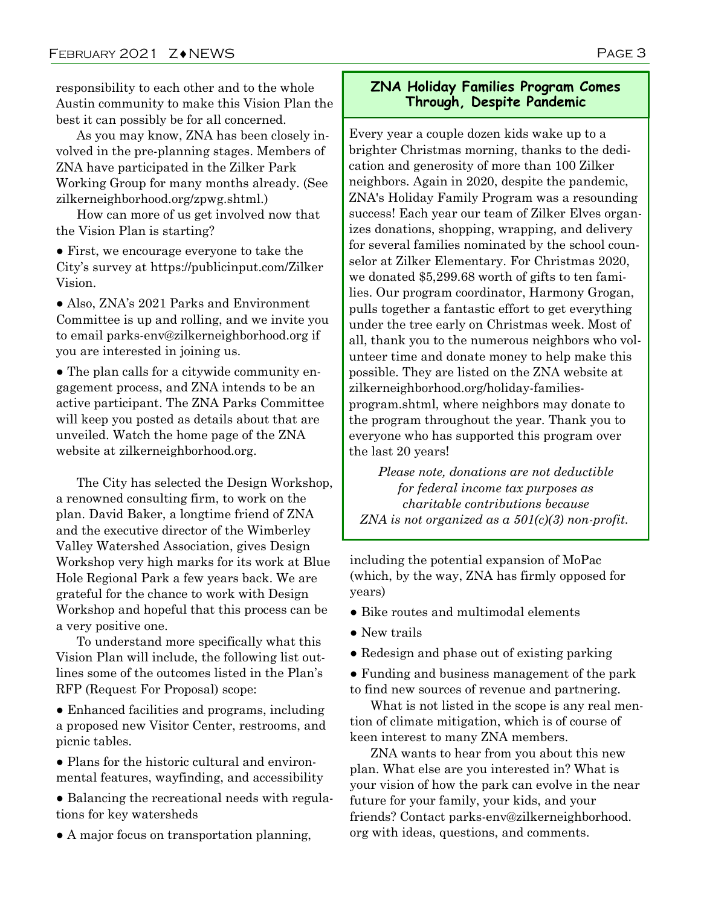responsibility to each other and to the whole Austin community to make this Vision Plan the best it can possibly be for all concerned.

As you may know, ZNA has been closely involved in the pre-planning stages. Members of ZNA have participated in the Zilker Park Working Group for many months already. (See zilkerneighborhood.org/zpwg.shtml.)

How can more of us get involved now that the Vision Plan is starting?

- First, we encourage everyone to take the City's survey at https://publicinput.com/Zilker Vision.
- Also, ZNA's 2021 Parks and Environment Committee is up and rolling, and we invite you to email parks-env@zilkerneighborhood.org if you are interested in joining us.
- The plan calls for a citywide community engagement process, and ZNA intends to be an active participant. The ZNA Parks Committee will keep you posted as details about that are unveiled. Watch the home page of the ZNA website at zilkerneighborhood.org.

The City has selected the Design Workshop, a renowned consulting firm, to work on the plan. David Baker, a longtime friend of ZNA and the executive director of the Wimberley Valley Watershed Association, gives Design Workshop very high marks for its work at Blue Hole Regional Park a few years back. We are grateful for the chance to work with Design Workshop and hopeful that this process can be a very positive one.

To understand more specifically what this Vision Plan will include, the following list outlines some of the outcomes listed in the Plan's RFP (Request For Proposal) scope:

- Enhanced facilities and programs, including a proposed new Visitor Center, restrooms, and picnic tables.
- Plans for the historic cultural and environmental features, wayfinding, and accessibility
- Balancing the recreational needs with regulations for key watersheds
- A major focus on transportation planning, including the potential expansion of MoPac (which, by the way, ZNA has firmly opposed for years)
- Bike routes and multimodal elements
- New trails
- Redesign and phase out of existing parking
- Funding and business management of the park to find new sources of revenue and partnering.

What is not listed in the scope is any real mention of climate mitigation, which is of course of keen interest to many ZNA members.

ZNA wants to hear from you about this new plan. What else are you interested in? What is your vision of how the park can evolve in the near future for your family, your kids, and your friends? Contact parks-env@zilkerneighborhood.org with ideas, questions, and comments.

## ZNA Holiday Families Program Comes Through, Despite Pandemic

Every year a couple dozen kids wake up to a brighter Christmas morning, thanks to the dedication and generosity of more than 100 Zilker neighbors. Again in 2020, despite the pandemic, ZNA's Holiday Family Program was a resounding success! Each year our team of Zilker Elves organizes donations, shopping, wrapping, and delivery for several families nominated by the school counselor at Zilker Elementary. For Christmas 2020, we donated $5,299.68 worth of gifts to ten families. Our program coordinator, Harmony Grogan, pulls together a fantastic effort to get everything under the tree early on Christmas week. Most of all, thank you to the numerous neighbors who volunteer time and donate money to help make this possible. They are listed on the ZNA website at zilkerneighborhood.org/holiday-families-program.shtml, where neighbors may donate to the program throughout the year. Thank you to everyone who has supported this program over the last 20 years!

*Please note, donations are not deductible for federal income tax purposes as charitable contributions because ZNA is not organized as a 501(c)(3) non-profit.*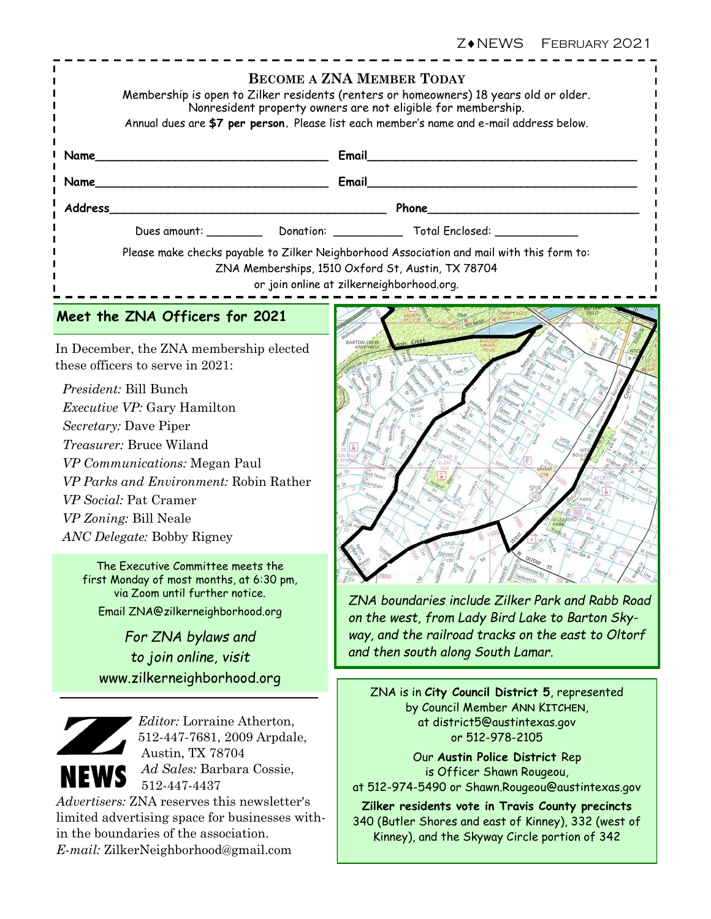## Become a ZNA Member Today

Membership is open to Zilker residents (renters or homeowners) 18 years old or older. Nonresident property owners are not eligible for membership.

Annual dues are **$7 per person.** Please list each member's name and e-mail address below.

**Name**________________________________ **Email**________________________________________

**Name**________________________________ **Email**________________________________________

**Address**______________________________________ **Phone**______________________________

Dues amount: ________ Donation: __________ Total Enclosed: ____________

Please make checks payable to Zilker Neighborhood Association and mail with this form to:
ZNA Memberships, 1510 Oxford St, Austin, TX 78704
or join online at zilkerneighborhood.org.

## Meet the ZNA Officers for 2021

In December, the ZNA membership elected these officers to serve in 2021:

*President:* Bill Bunch
*Executive VP:* Gary Hamilton
*Secretary:* Dave Piper
*Treasurer:* Bruce Wiland
*VP Communications:* Megan Paul
*VP Parks and Environment:* Robin Rather
*VP Social:* Pat Cramer
*VP Zoning:* Bill Neale
*ANC Delegate:* Bobby Rigney

The Executive Committee meets the first Monday of most months, at 6:30 pm, via Zoom until further notice.

Email ZNA@zilkerneighborhood.org

*For ZNA bylaws and to join online, visit*
www.zilkerneighborhood.org

*ZNA boundaries include Zilker Park and Rabb Road on the west, from Lady Bird Lake to Barton Skyway, and the railroad tracks on the east to Oltorf and then south along South Lamar.*

ZNA is in **City Council District 5**, represented by Council Member Ann Kitchen, at district5@austintexas.gov or 512-978-2105

Our **Austin Police District** Rep is Officer Shawn Rougeou, at 512-974-5490 or Shawn.Rougeou@austintexas.gov

**Zilker residents vote in Travis County precincts** 340 (Butler Shores and east of Kinney), 332 (west of Kinney), and the Skyway Circle portion of 342

Z NEWS

*Editor:* Lorraine Atherton, 512-447-7681, 2009 Arpdale, Austin, TX 78704
*Ad Sales:* Barbara Cossie, 512-447-4437

*Advertisers:* ZNA reserves this newsletter's limited advertising space for businesses within the boundaries of the association.
*E-mail:* ZilkerNeighborhood@gmail.com